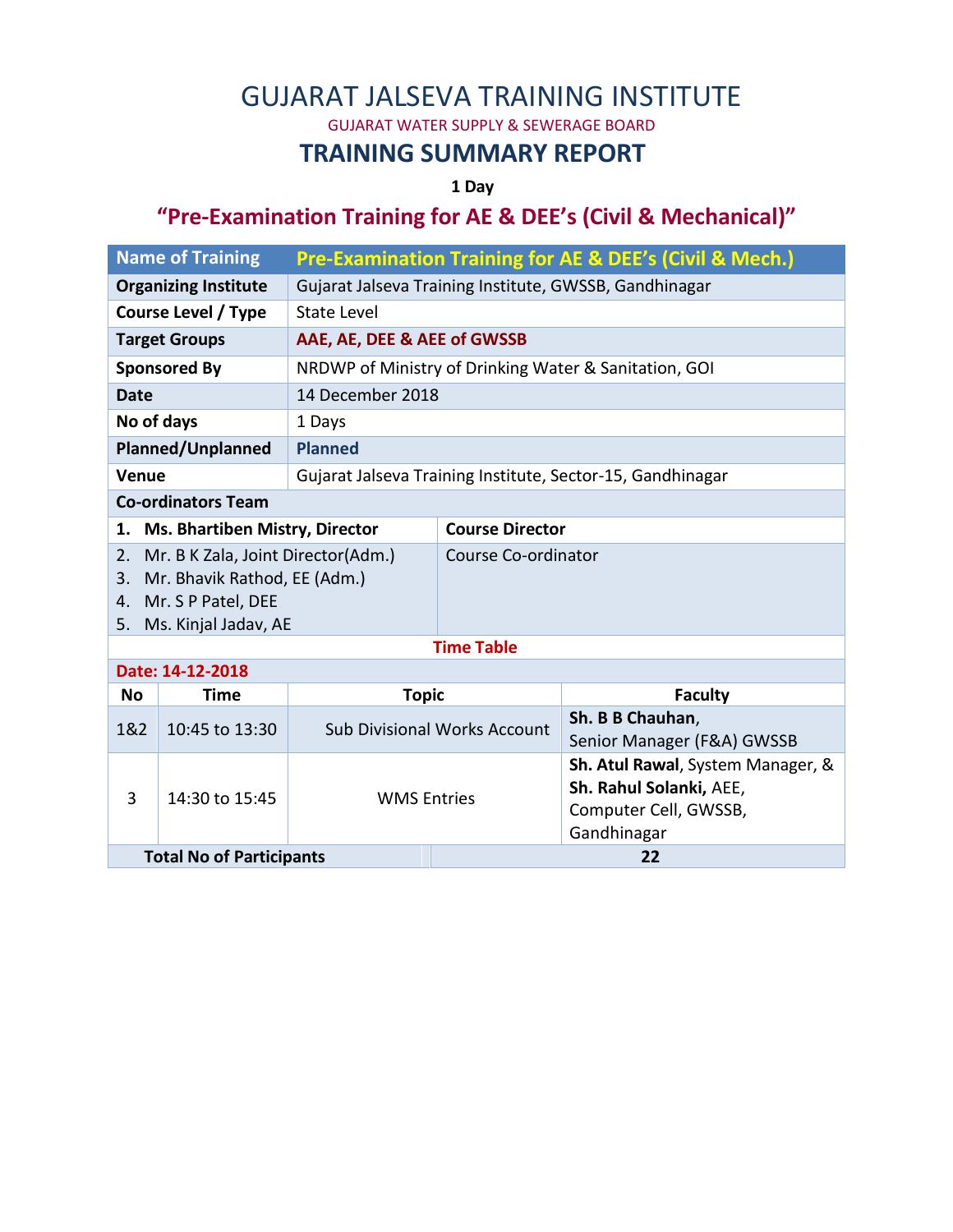# GUJARAT JALSEVA TRAINING INSTITUTE

GUJARAT WATER SUPPLY & SEWERAGE BOARD

## TRAINING SUMMARY REPORT

**1 Day**

## "Pre-Examination Training for AE & DEE's (Civil & Mechanical)"

| **Name of Training** | **Pre-Examination Training for AE & DEE's (Civil & Mech.)** |
|---|---|
| **Organizing Institute** | Gujarat Jalseva Training Institute, GWSSB, Gandhinagar |
| **Course Level / Type** | State Level |
| **Target Groups** | **AAE, AE, DEE & AEE of GWSSB** |
| **Sponsored By** | NRDWP of Ministry of Drinking Water & Sanitation, GOI |
| **Date** | 14 December 2018 |
| **No of days** | 1 Days |
| **Planned/Unplanned** | **Planned** |
| **Venue** | Gujarat Jalseva Training Institute, Sector-15, Gandhinagar |

**Co-ordinators Team**

| Name | Role |
|---|---|
| 1. **Ms. Bhartiben Mistry, Director** | **Course Director** |
| 2. Mr. B K Zala, Joint Director(Adm.)<br>3. Mr. Bhavik Rathod, EE (Adm.)<br>4. Mr. S P Patel, DEE<br>5. Ms. Kinjal Jadav, AE | Course Co-ordinator |

**Time Table**

**Date: 14-12-2018**

| No | Time | Topic | Faculty |
|---|---|---|---|
| 1&2 | 10:45 to 13:30 | Sub Divisional Works Account | **Sh. B B Chauhan**, Senior Manager (F&A) GWSSB |
| 3 | 14:30 to 15:45 | WMS Entries | **Sh. Atul Rawal**, System Manager, & **Sh. Rahul Solanki,** AEE, Computer Cell, GWSSB, Gandhinagar |

| **Total No of Participants** | **22** |
|---|---|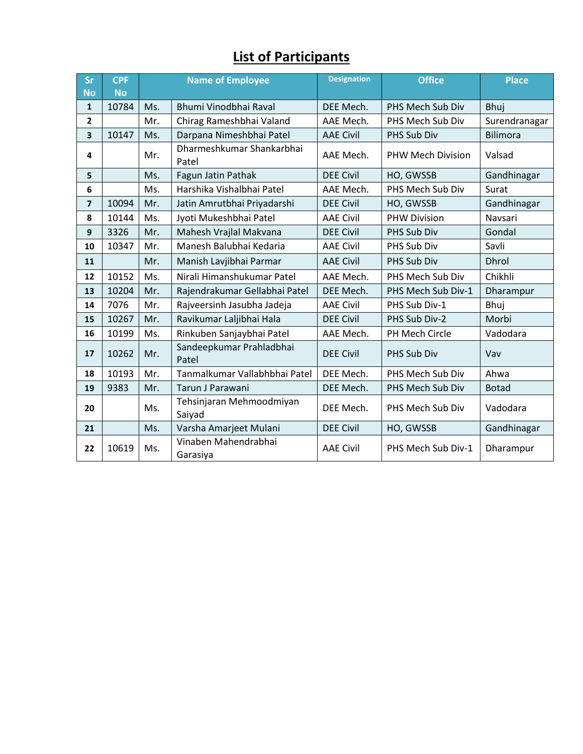## List of Participants

| Sr No | CPF No | Name of Employee | | Designation | Office | Place |
|---|---|---|---|---|---|---|
| 1 | 10784 | Ms. | Bhumi Vinodbhai Raval | DEE Mech. | PHS Mech Sub Div | Bhuj |
| 2 | | Mr. | Chirag Rameshbhai Valand | AAE Mech. | PHS Mech Sub Div | Surendranagar |
| 3 | 10147 | Ms. | Darpana Nimeshbhai Patel | AAE Civil | PHS Sub Div | Bilimora |
| 4 | | Mr. | Dharmeshkumar Shankarbhai Patel | AAE Mech. | PHW Mech Division | Valsad |
| 5 | | Ms. | Fagun Jatin Pathak | DEE Civil | HO, GWSSB | Gandhinagar |
| 6 | | Ms. | Harshika Vishalbhai Patel | AAE Mech. | PHS Mech Sub Div | Surat |
| 7 | 10094 | Mr. | Jatin Amrutbhai Priyadarshi | DEE Civil | HO, GWSSB | Gandhinagar |
| 8 | 10144 | Ms. | Jyoti Mukeshbhai Patel | AAE Civil | PHW Division | Navsari |
| 9 | 3326 | Mr. | Mahesh Vrajlal Makvana | DEE Civil | PHS Sub Div | Gondal |
| 10 | 10347 | Mr. | Manesh Balubhai Kedaria | AAE Civil | PHS Sub Div | Savli |
| 11 | | Mr. | Manish Lavjibhai Parmar | AAE Civil | PHS Sub Div | Dhrol |
| 12 | 10152 | Ms. | Nirali Himanshukumar Patel | AAE Mech. | PHS Mech Sub Div | Chikhli |
| 13 | 10204 | Mr. | Rajendrakumar Gellabhai Patel | DEE Mech. | PHS Mech Sub Div-1 | Dharampur |
| 14 | 7076 | Mr. | Rajveersinh Jasubha Jadeja | AAE Civil | PHS Sub Div-1 | Bhuj |
| 15 | 10267 | Mr. | Ravikumar Laljibhai Hala | DEE Civil | PHS Sub Div-2 | Morbi |
| 16 | 10199 | Ms. | Rinkuben Sanjaybhai Patel | AAE Mech. | PH Mech Circle | Vadodara |
| 17 | 10262 | Mr. | Sandeepkumar Prahladbhai Patel | DEE Civil | PHS Sub Div | Vav |
| 18 | 10193 | Mr. | Tanmalkumar Vallabhbhai Patel | DEE Mech. | PHS Mech Sub Div | Ahwa |
| 19 | 9383 | Mr. | Tarun J Parawani | DEE Mech. | PHS Mech Sub Div | Botad |
| 20 | | Ms. | Tehsinjaran Mehmoodmiyan Saiyad | DEE Mech. | PHS Mech Sub Div | Vadodara |
| 21 | | Ms. | Varsha Amarjeet Mulani | DEE Civil | HO, GWSSB | Gandhinagar |
| 22 | 10619 | Ms. | Vinaben Mahendrabhai Garasiya | AAE Civil | PHS Mech Sub Div-1 | Dharampur |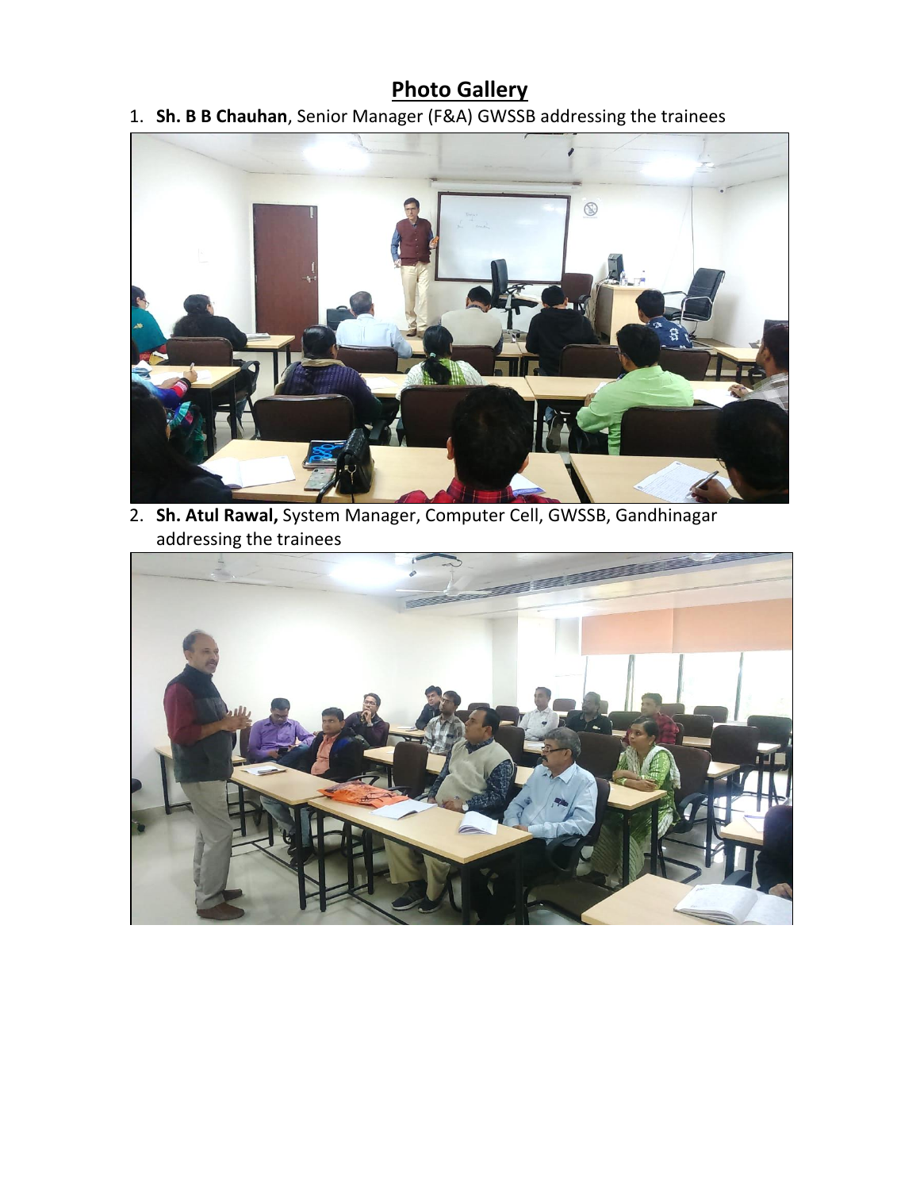## Photo Gallery

1. **Sh. B B Chauhan**, Senior Manager (F&A) GWSSB addressing the trainees

2. **Sh. Atul Rawal,** System Manager, Computer Cell, GWSSB, Gandhinagar addressing the trainees